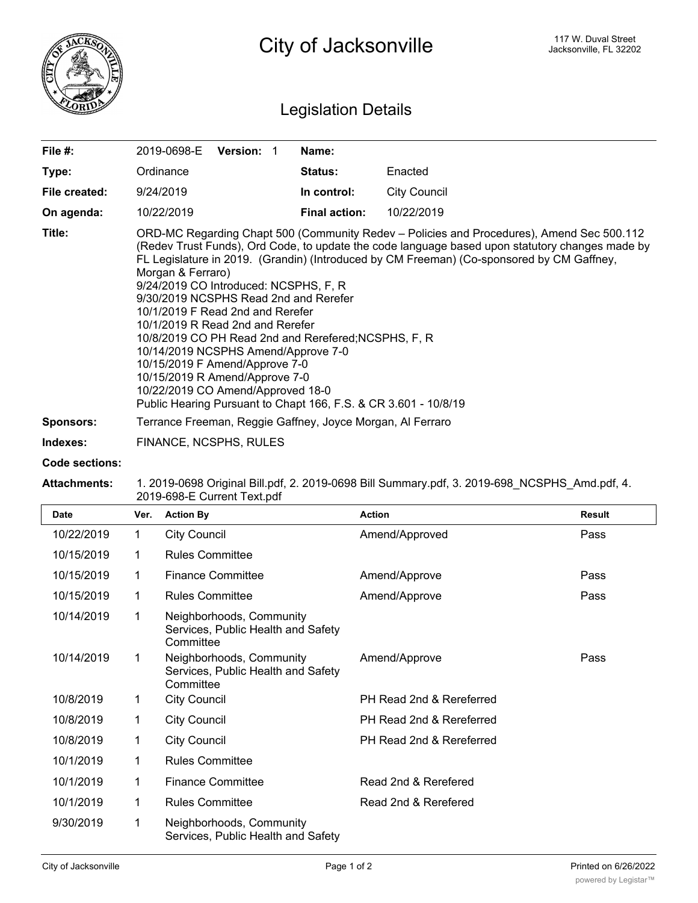# City of Jacksonville

117 W. Duval Street
Jacksonville, FL 32202

## Legislation Details

| | | | |
|---|---|---|---|
| **File #:** | 2019-0698-E **Version:** 1 | **Name:** | |
| **Type:** | Ordinance | **Status:** | Enacted |
| **File created:** | 9/24/2019 | **In control:** | City Council |
| **On agenda:** | 10/22/2019 | **Final action:** | 10/22/2019 |

**Title:** ORD-MC Regarding Chapt 500 (Community Redev – Policies and Procedures), Amend Sec 500.112 (Redev Trust Funds), Ord Code, to update the code language based upon statutory changes made by FL Legislature in 2019. (Grandin) (Introduced by CM Freeman) (Co-sponsored by CM Gaffney, Morgan & Ferraro)
9/24/2019 CO Introduced: NCSPHS, F, R
9/30/2019 NCSPHS Read 2nd and Rerefer
10/1/2019 F Read 2nd and Rerefer
10/1/2019 R Read 2nd and Rerefer
10/8/2019 CO PH Read 2nd and Rerefered;NCSPHS, F, R
10/14/2019 NCSPHS Amend/Approve 7-0
10/15/2019 F Amend/Approve 7-0
10/15/2019 R Amend/Approve 7-0
10/22/2019 CO Amend/Approved 18-0
Public Hearing Pursuant to Chapt 166, F.S. & CR 3.601 - 10/8/19

**Sponsors:** Terrance Freeman, Reggie Gaffney, Joyce Morgan, Al Ferraro

**Indexes:** FINANCE, NCSPHS, RULES

**Code sections:**

**Attachments:** 1. 2019-0698 Original Bill.pdf, 2. 2019-0698 Bill Summary.pdf, 3. 2019-698_NCSPHS_Amd.pdf, 4. 2019-698-E Current Text.pdf

| Date | Ver. | Action By | Action | Result |
|---|---|---|---|---|
| 10/22/2019 | 1 | City Council | Amend/Approved | Pass |
| 10/15/2019 | 1 | Rules Committee | | |
| 10/15/2019 | 1 | Finance Committee | Amend/Approve | Pass |
| 10/15/2019 | 1 | Rules Committee | Amend/Approve | Pass |
| 10/14/2019 | 1 | Neighborhoods, Community Services, Public Health and Safety Committee | | |
| 10/14/2019 | 1 | Neighborhoods, Community Services, Public Health and Safety Committee | Amend/Approve | Pass |
| 10/8/2019 | 1 | City Council | PH Read 2nd & Rereferred | |
| 10/8/2019 | 1 | City Council | PH Read 2nd & Rereferred | |
| 10/8/2019 | 1 | City Council | PH Read 2nd & Rereferred | |
| 10/1/2019 | 1 | Rules Committee | | |
| 10/1/2019 | 1 | Finance Committee | Read 2nd & Rerefered | |
| 10/1/2019 | 1 | Rules Committee | Read 2nd & Rerefered | |
| 9/30/2019 | 1 | Neighborhoods, Community Services, Public Health and Safety | | |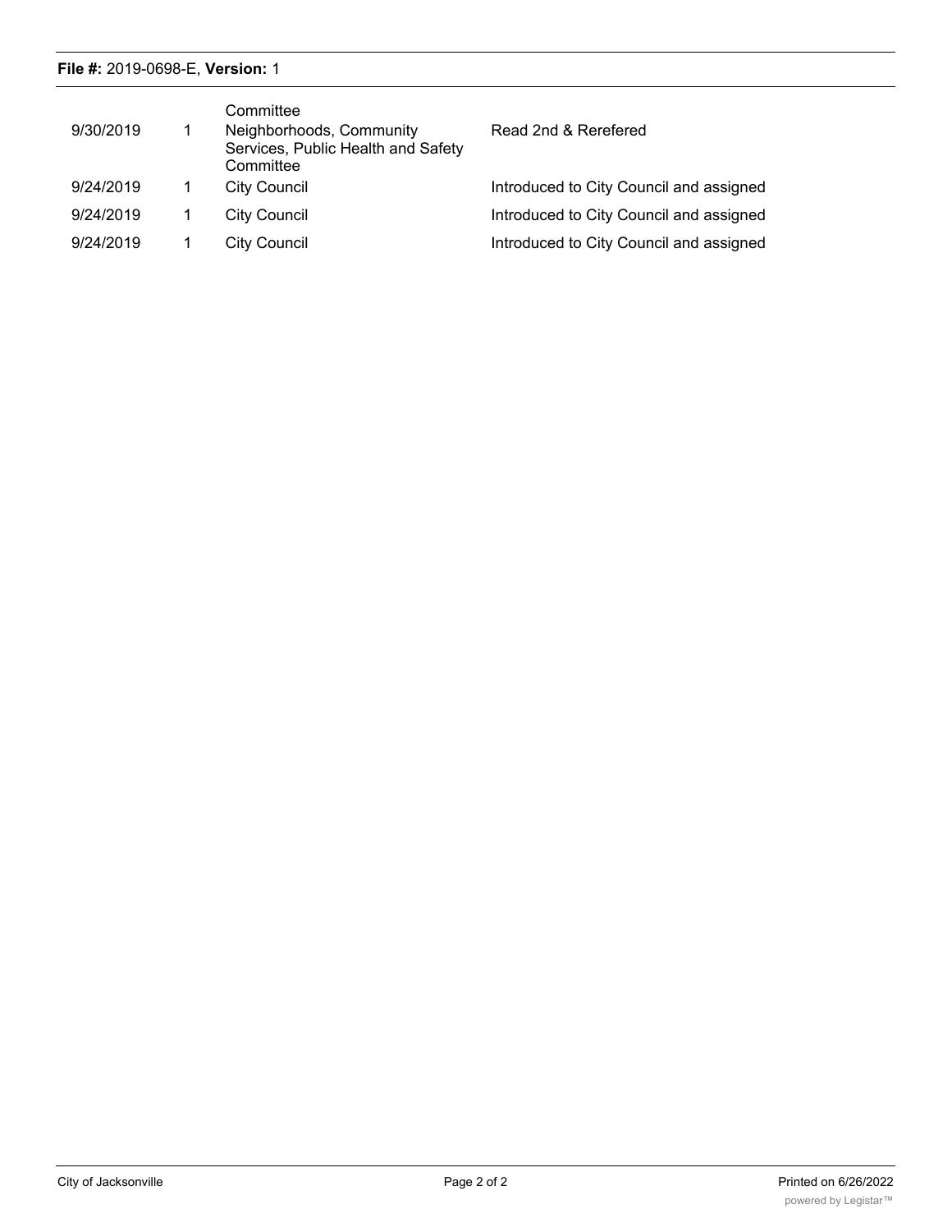**File #:** 2019-0698-E, **Version:** 1

| | | | |
|---|---|---|---|
| | | Committee | |
| 9/30/2019 | 1 | Neighborhoods, Community Services, Public Health and Safety Committee | Read 2nd & Rerefered |
| 9/24/2019 | 1 | City Council | Introduced to City Council and assigned |
| 9/24/2019 | 1 | City Council | Introduced to City Council and assigned |
| 9/24/2019 | 1 | City Council | Introduced to City Council and assigned |